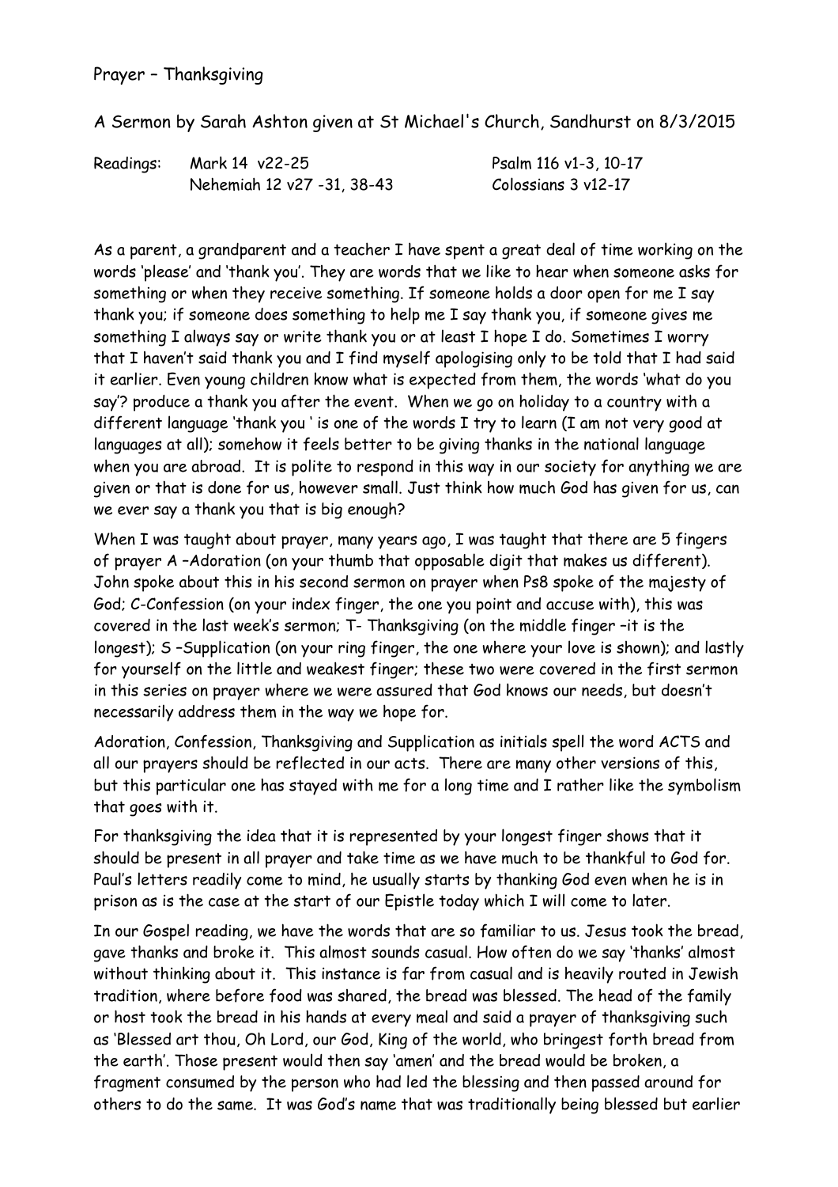Prayer – Thanksgiving

A Sermon by Sarah Ashton given at St Michael's Church, Sandhurst on 8/3/2015

| Readings: | Mark 14 v22-25 | Psalm 116 v1-3, 10-17 |
| --- | --- | --- |
| | Nehemiah 12 v27 -31, 38-43 | Colossians 3 v12-17 |

As a parent, a grandparent and a teacher I have spent a great deal of time working on the words 'please' and 'thank you'. They are words that we like to hear when someone asks for something or when they receive something. If someone holds a door open for me I say thank you; if someone does something to help me I say thank you, if someone gives me something I always say or write thank you or at least I hope I do. Sometimes I worry that I haven't said thank you and I find myself apologising only to be told that I had said it earlier. Even young children know what is expected from them, the words 'what do you say'? produce a thank you after the event. When we go on holiday to a country with a different language 'thank you ' is one of the words I try to learn (I am not very good at languages at all); somehow it feels better to be giving thanks in the national language when you are abroad. It is polite to respond in this way in our society for anything we are given or that is done for us, however small. Just think how much God has given for us, can we ever say a thank you that is big enough?

When I was taught about prayer, many years ago, I was taught that there are 5 fingers of prayer A –Adoration (on your thumb that opposable digit that makes us different). John spoke about this in his second sermon on prayer when Ps8 spoke of the majesty of God; C-Confession (on your index finger, the one you point and accuse with), this was covered in the last week's sermon; T- Thanksgiving (on the middle finger –it is the longest); S –Supplication (on your ring finger, the one where your love is shown); and lastly for yourself on the little and weakest finger; these two were covered in the first sermon in this series on prayer where we were assured that God knows our needs, but doesn't necessarily address them in the way we hope for.

Adoration, Confession, Thanksgiving and Supplication as initials spell the word ACTS and all our prayers should be reflected in our acts. There are many other versions of this, but this particular one has stayed with me for a long time and I rather like the symbolism that goes with it.

For thanksgiving the idea that it is represented by your longest finger shows that it should be present in all prayer and take time as we have much to be thankful to God for. Paul's letters readily come to mind, he usually starts by thanking God even when he is in prison as is the case at the start of our Epistle today which I will come to later.

In our Gospel reading, we have the words that are so familiar to us. Jesus took the bread, gave thanks and broke it. This almost sounds casual. How often do we say 'thanks' almost without thinking about it. This instance is far from casual and is heavily routed in Jewish tradition, where before food was shared, the bread was blessed. The head of the family or host took the bread in his hands at every meal and said a prayer of thanksgiving such as 'Blessed art thou, Oh Lord, our God, King of the world, who bringest forth bread from the earth'. Those present would then say 'amen' and the bread would be broken, a fragment consumed by the person who had led the blessing and then passed around for others to do the same. It was God's name that was traditionally being blessed but earlier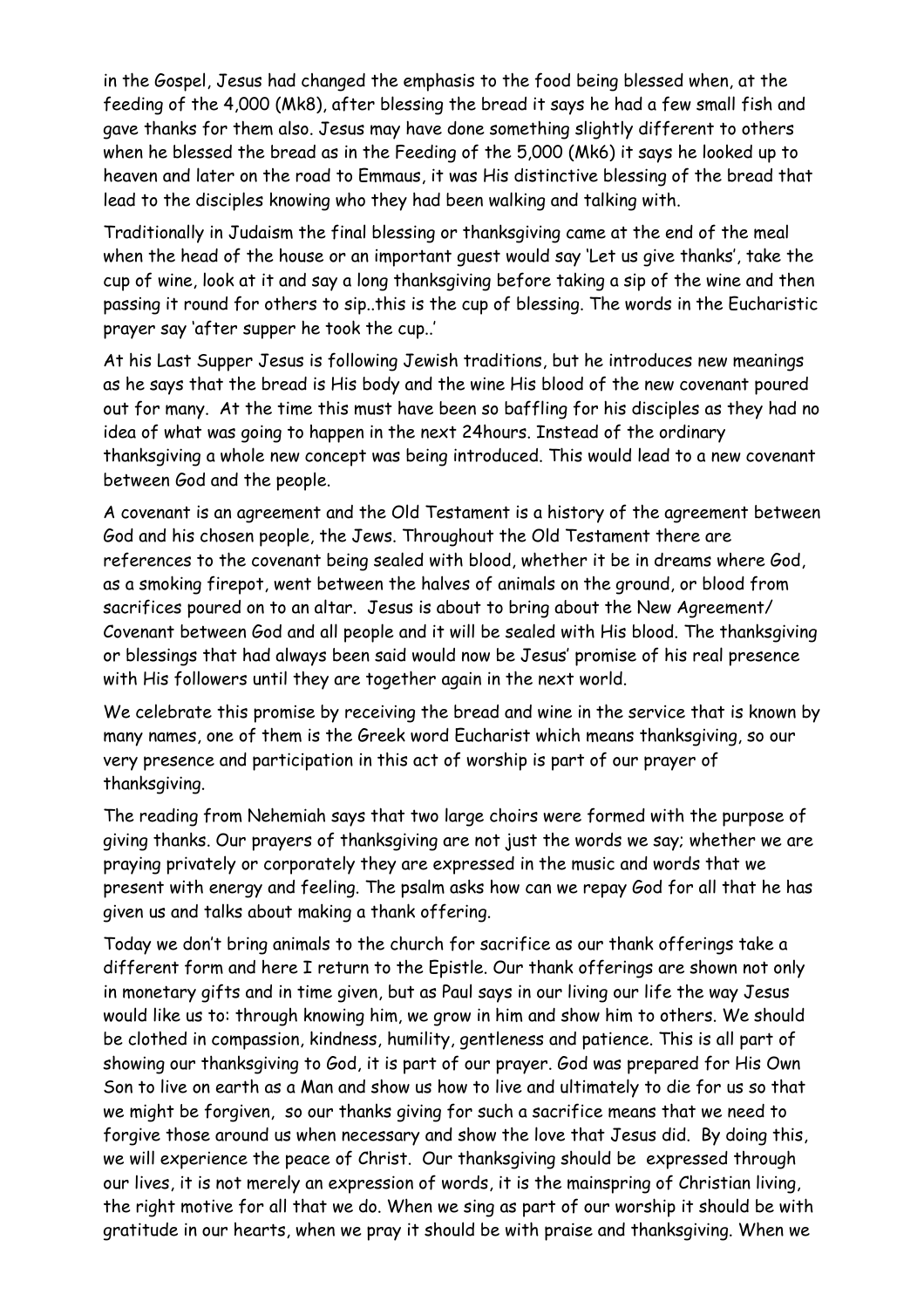in the Gospel, Jesus had changed the emphasis to the food being blessed when, at the feeding of the 4,000 (Mk8), after blessing the bread it says he had a few small fish and gave thanks for them also. Jesus may have done something slightly different to others when he blessed the bread as in the Feeding of the 5,000 (Mk6) it says he looked up to heaven and later on the road to Emmaus, it was His distinctive blessing of the bread that lead to the disciples knowing who they had been walking and talking with.

Traditionally in Judaism the final blessing or thanksgiving came at the end of the meal when the head of the house or an important guest would say 'Let us give thanks', take the cup of wine, look at it and say a long thanksgiving before taking a sip of the wine and then passing it round for others to sip..this is the cup of blessing. The words in the Eucharistic prayer say 'after supper he took the cup..'

At his Last Supper Jesus is following Jewish traditions, but he introduces new meanings as he says that the bread is His body and the wine His blood of the new covenant poured out for many. At the time this must have been so baffling for his disciples as they had no idea of what was going to happen in the next 24hours. Instead of the ordinary thanksgiving a whole new concept was being introduced. This would lead to a new covenant between God and the people.

A covenant is an agreement and the Old Testament is a history of the agreement between God and his chosen people, the Jews. Throughout the Old Testament there are references to the covenant being sealed with blood, whether it be in dreams where God, as a smoking firepot, went between the halves of animals on the ground, or blood from sacrifices poured on to an altar. Jesus is about to bring about the New Agreement/ Covenant between God and all people and it will be sealed with His blood. The thanksgiving or blessings that had always been said would now be Jesus' promise of his real presence with His followers until they are together again in the next world.

We celebrate this promise by receiving the bread and wine in the service that is known by many names, one of them is the Greek word Eucharist which means thanksgiving, so our very presence and participation in this act of worship is part of our prayer of thanksgiving.

The reading from Nehemiah says that two large choirs were formed with the purpose of giving thanks. Our prayers of thanksgiving are not just the words we say; whether we are praying privately or corporately they are expressed in the music and words that we present with energy and feeling. The psalm asks how can we repay God for all that he has given us and talks about making a thank offering.

Today we don't bring animals to the church for sacrifice as our thank offerings take a different form and here I return to the Epistle. Our thank offerings are shown not only in monetary gifts and in time given, but as Paul says in our living our life the way Jesus would like us to: through knowing him, we grow in him and show him to others. We should be clothed in compassion, kindness, humility, gentleness and patience. This is all part of showing our thanksgiving to God, it is part of our prayer. God was prepared for His Own Son to live on earth as a Man and show us how to live and ultimately to die for us so that we might be forgiven, so our thanks giving for such a sacrifice means that we need to forgive those around us when necessary and show the love that Jesus did. By doing this, we will experience the peace of Christ. Our thanksgiving should be expressed through our lives, it is not merely an expression of words, it is the mainspring of Christian living, the right motive for all that we do. When we sing as part of our worship it should be with gratitude in our hearts, when we pray it should be with praise and thanksgiving. When we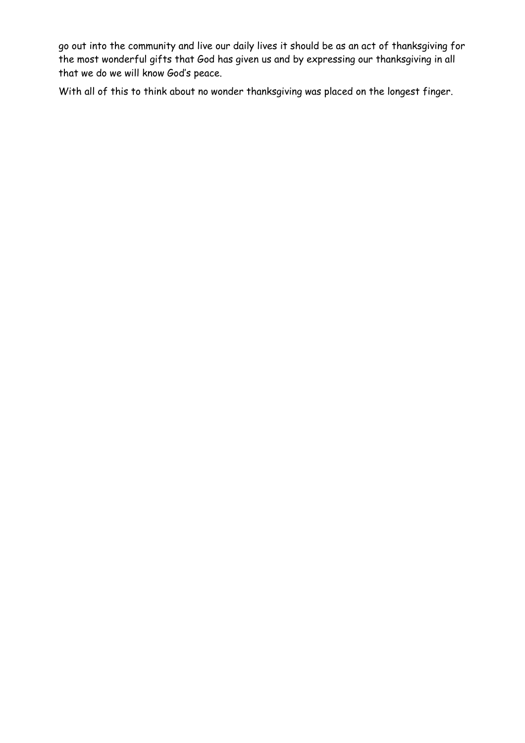go out into the community and live our daily lives it should be as an act of thanksgiving for the most wonderful gifts that God has given us and by expressing our thanksgiving in all that we do we will know God's peace.

With all of this to think about no wonder thanksgiving was placed on the longest finger.